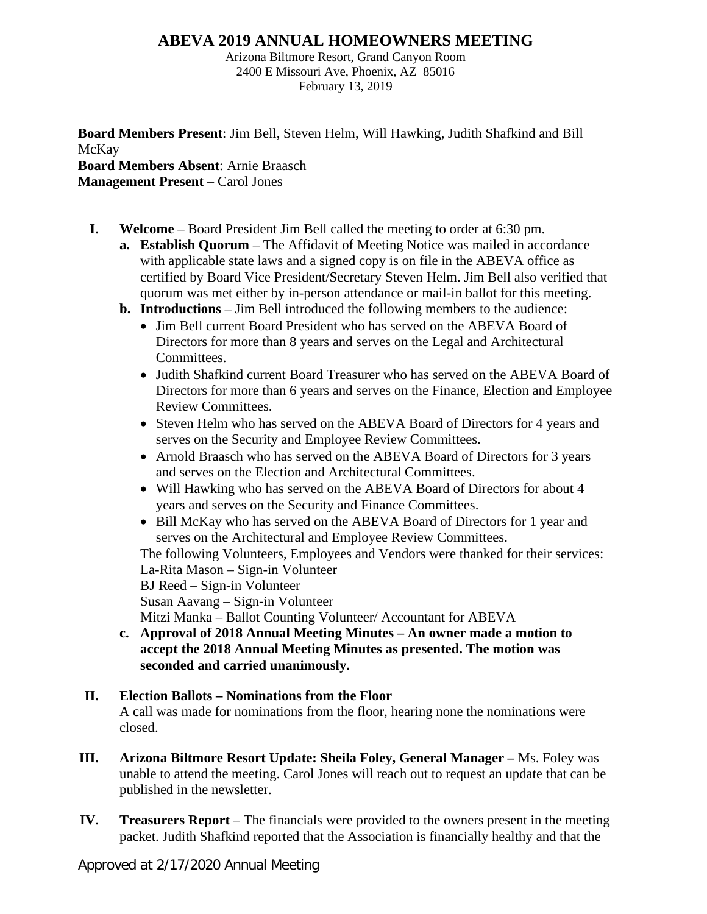# ABEVA 2019 ANNUAL HOMEOWNERS MEETING

Arizona Biltmore Resort, Grand Canyon Room
2400 E Missouri Ave, Phoenix, AZ 85016
February 13, 2019

**Board Members Present**: Jim Bell, Steven Helm, Will Hawking, Judith Shafkind and Bill McKay
**Board Members Absent**: Arnie Braasch
**Management Present** – Carol Jones

**I. Welcome** – Board President Jim Bell called the meeting to order at 6:30 pm.

**a. Establish Quorum** – The Affidavit of Meeting Notice was mailed in accordance with applicable state laws and a signed copy is on file in the ABEVA office as certified by Board Vice President/Secretary Steven Helm. Jim Bell also verified that quorum was met either by in-person attendance or mail-in ballot for this meeting.

**b. Introductions** – Jim Bell introduced the following members to the audience:

- Jim Bell current Board President who has served on the ABEVA Board of Directors for more than 8 years and serves on the Legal and Architectural Committees.
- Judith Shafkind current Board Treasurer who has served on the ABEVA Board of Directors for more than 6 years and serves on the Finance, Election and Employee Review Committees.
- Steven Helm who has served on the ABEVA Board of Directors for 4 years and serves on the Security and Employee Review Committees.
- Arnold Braasch who has served on the ABEVA Board of Directors for 3 years and serves on the Election and Architectural Committees.
- Will Hawking who has served on the ABEVA Board of Directors for about 4 years and serves on the Security and Finance Committees.
- Bill McKay who has served on the ABEVA Board of Directors for 1 year and serves on the Architectural and Employee Review Committees.

The following Volunteers, Employees and Vendors were thanked for their services:
La-Rita Mason – Sign-in Volunteer
BJ Reed – Sign-in Volunteer
Susan Aavang – Sign-in Volunteer
Mitzi Manka – Ballot Counting Volunteer/ Accountant for ABEVA

**c. Approval of 2018 Annual Meeting Minutes – An owner made a motion to accept the 2018 Annual Meeting Minutes as presented. The motion was seconded and carried unanimously.**

**II. Election Ballots – Nominations from the Floor**

A call was made for nominations from the floor, hearing none the nominations were closed.

**III. Arizona Biltmore Resort Update: Sheila Foley, General Manager –** Ms. Foley was unable to attend the meeting. Carol Jones will reach out to request an update that can be published in the newsletter.

**IV. Treasurers Report** – The financials were provided to the owners present in the meeting packet. Judith Shafkind reported that the Association is financially healthy and that the

Approved at 2/17/2020 Annual Meeting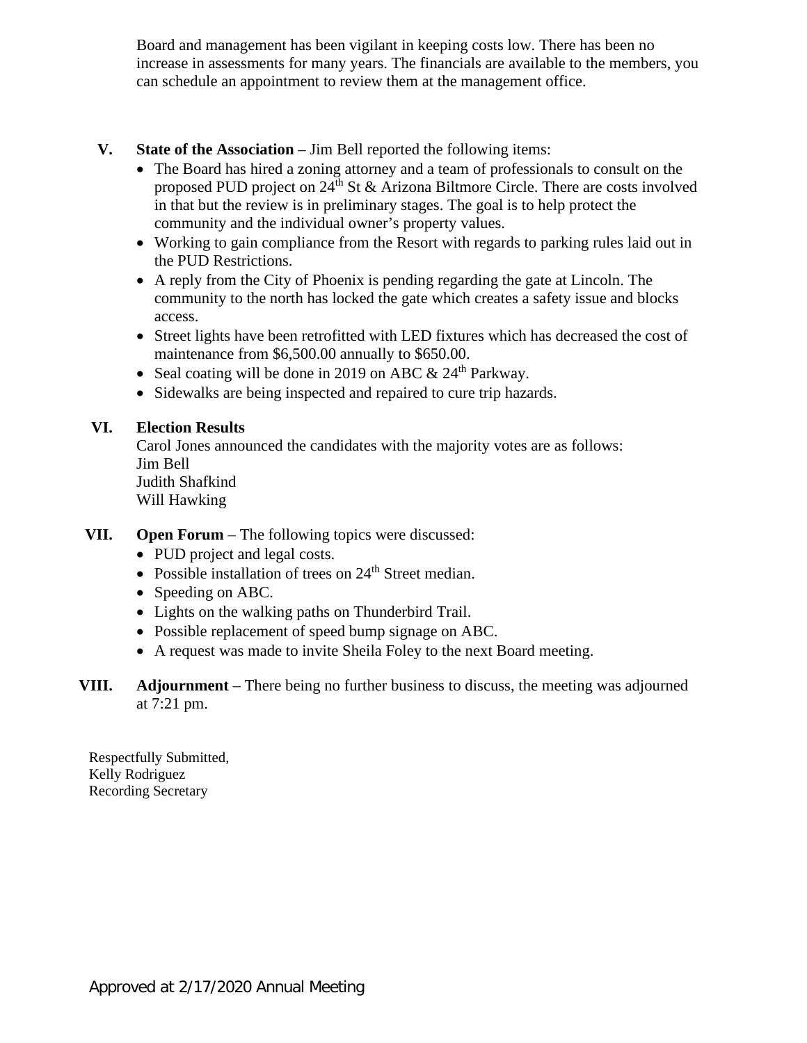Board and management has been vigilant in keeping costs low. There has been no increase in assessments for many years. The financials are available to the members, you can schedule an appointment to review them at the management office.

**V. State of the Association** – Jim Bell reported the following items:

- The Board has hired a zoning attorney and a team of professionals to consult on the proposed PUD project on 24th St & Arizona Biltmore Circle. There are costs involved in that but the review is in preliminary stages. The goal is to help protect the community and the individual owner's property values.
- Working to gain compliance from the Resort with regards to parking rules laid out in the PUD Restrictions.
- A reply from the City of Phoenix is pending regarding the gate at Lincoln. The community to the north has locked the gate which creates a safety issue and blocks access.
- Street lights have been retrofitted with LED fixtures which has decreased the cost of maintenance from $6,500.00 annually to $650.00.
- Seal coating will be done in 2019 on ABC & 24th Parkway.
- Sidewalks are being inspected and repaired to cure trip hazards.

**VI. Election Results**

Carol Jones announced the candidates with the majority votes are as follows:
Jim Bell
Judith Shafkind
Will Hawking

**VII. Open Forum** – The following topics were discussed:

- PUD project and legal costs.
- Possible installation of trees on 24th Street median.
- Speeding on ABC.
- Lights on the walking paths on Thunderbird Trail.
- Possible replacement of speed bump signage on ABC.
- A request was made to invite Sheila Foley to the next Board meeting.

**VIII. Adjournment** – There being no further business to discuss, the meeting was adjourned at 7:21 pm.

Respectfully Submitted,
Kelly Rodriguez
Recording Secretary

Approved at 2/17/2020 Annual Meeting